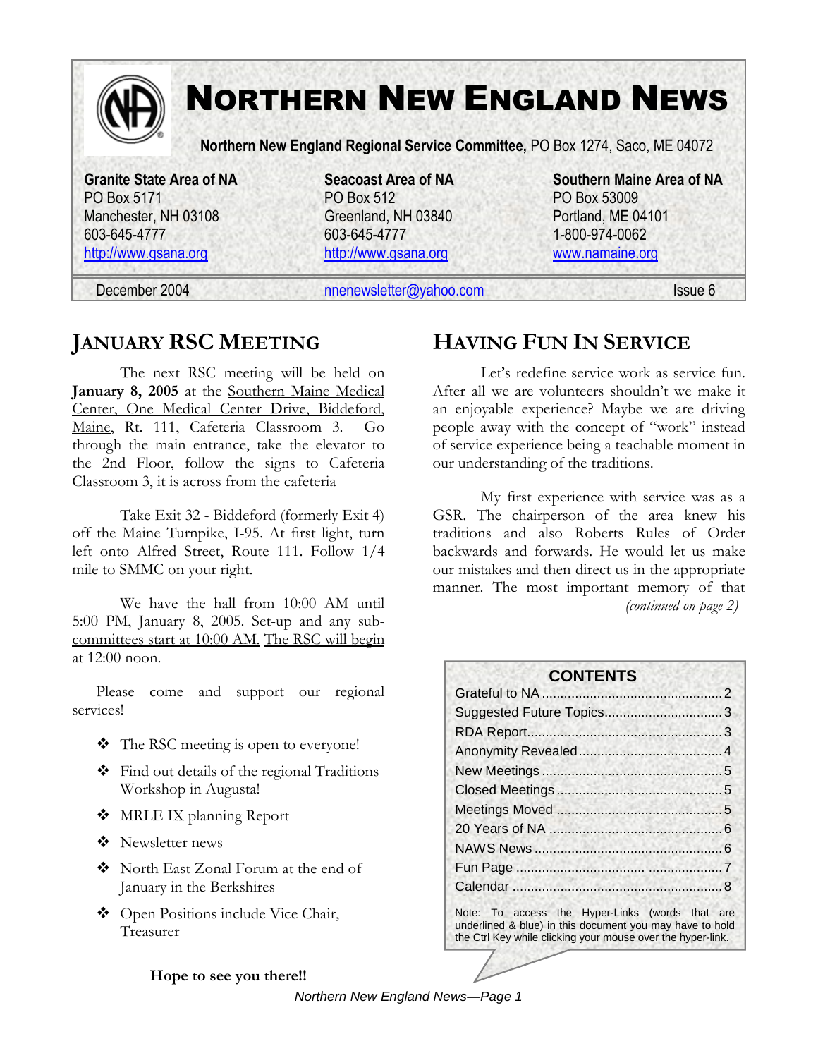# NORTHERN NEW ENGLAND NEWS

**Northern New England Regional Service Committee,** PO Box 1274, Saco, ME 04072

**Granite State Area of NA**
PO Box 5171
Manchester, NH 03108
603-645-4777
http://www.gsana.org

**Seacoast Area of NA**
PO Box 512
Greenland, NH 03840
603-645-4777
http://www.gsana.org

**Southern Maine Area of NA**
PO Box 53009
Portland, ME 04101
1-800-974-0062
www.namaine.org

December 2004 — nnenewsletter@yahoo.com — Issue 6

## JANUARY RSC MEETING

The next RSC meeting will be held on **January 8, 2005** at the Southern Maine Medical Center, One Medical Center Drive, Biddeford, Maine, Rt. 111, Cafeteria Classroom 3. Go through the main entrance, take the elevator to the 2nd Floor, follow the signs to Cafeteria Classroom 3, it is across from the cafeteria

Take Exit 32 - Biddeford (formerly Exit 4) off the Maine Turnpike, I-95. At first light, turn left onto Alfred Street, Route 111. Follow 1/4 mile to SMMC on your right.

We have the hall from 10:00 AM until 5:00 PM, January 8, 2005. Set-up and any sub-committees start at 10:00 AM. The RSC will begin at 12:00 noon.

Please come and support our regional services!

- The RSC meeting is open to everyone!
- Find out details of the regional Traditions Workshop in Augusta!
- MRLE IX planning Report
- Newsletter news
- North East Zonal Forum at the end of January in the Berkshires
- Open Positions include Vice Chair, Treasurer

**Hope to see you there!!**

## HAVING FUN IN SERVICE

Let's redefine service work as service fun. After all we are volunteers shouldn't we make it an enjoyable experience? Maybe we are driving people away with the concept of "work" instead of service experience being a teachable moment in our understanding of the traditions.

My first experience with service was as a GSR. The chairperson of the area knew his traditions and also Roberts Rules of Order backwards and forwards. He would let us make our mistakes and then direct us in the appropriate manner. The most important memory of that

*(continued on page 2)*

### CONTENTS

| | |
|---|---|
| Grateful to NA | 2 |
| Suggested Future Topics | 3 |
| RDA Report | 3 |
| Anonymity Revealed | 4 |
| New Meetings | 5 |
| Closed Meetings | 5 |
| Meetings Moved | 5 |
| 20 Years of NA | 6 |
| NAWS News | 6 |
| Fun Page | 7 |
| Calendar | 8 |

Note: To access the Hyper-Links (words that are underlined & blue) in this document you may have to hold the Ctrl Key while clicking your mouse over the hyper-link.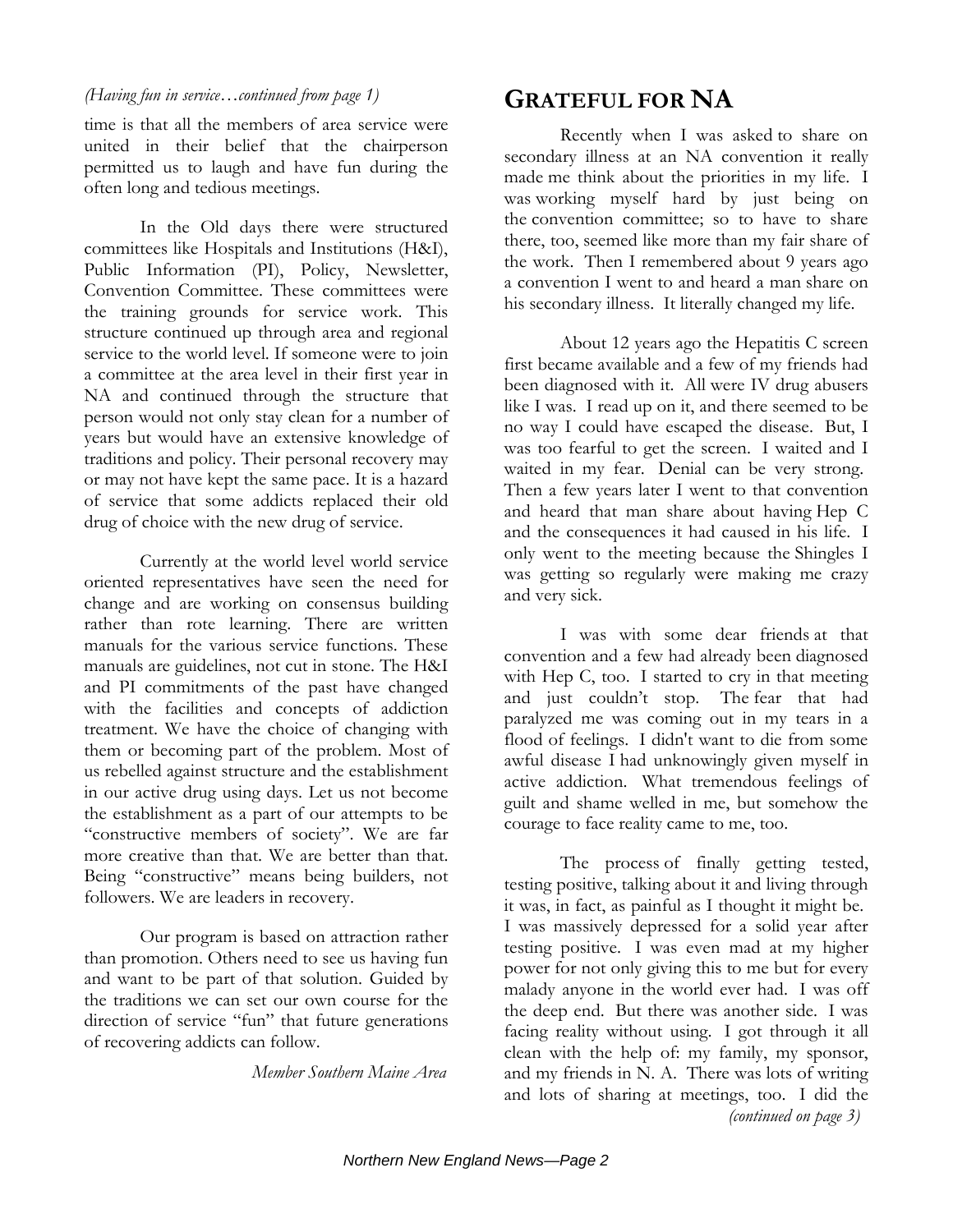*(Having fun in service…continued from page 1)*

time is that all the members of area service were united in their belief that the chairperson permitted us to laugh and have fun during the often long and tedious meetings.

In the Old days there were structured committees like Hospitals and Institutions (H&I), Public Information (PI), Policy, Newsletter, Convention Committee. These committees were the training grounds for service work. This structure continued up through area and regional service to the world level. If someone were to join a committee at the area level in their first year in NA and continued through the structure that person would not only stay clean for a number of years but would have an extensive knowledge of traditions and policy. Their personal recovery may or may not have kept the same pace. It is a hazard of service that some addicts replaced their old drug of choice with the new drug of service.

Currently at the world level world service oriented representatives have seen the need for change and are working on consensus building rather than rote learning. There are written manuals for the various service functions. These manuals are guidelines, not cut in stone. The H&I and PI commitments of the past have changed with the facilities and concepts of addiction treatment. We have the choice of changing with them or becoming part of the problem. Most of us rebelled against structure and the establishment in our active drug using days. Let us not become the establishment as a part of our attempts to be "constructive members of society". We are far more creative than that. We are better than that. Being "constructive" means being builders, not followers. We are leaders in recovery.

Our program is based on attraction rather than promotion. Others need to see us having fun and want to be part of that solution. Guided by the traditions we can set our own course for the direction of service "fun" that future generations of recovering addicts can follow.

*Member Southern Maine Area*

# GRATEFUL FOR NA

Recently when I was asked to share on secondary illness at an NA convention it really made me think about the priorities in my life. I was working myself hard by just being on the convention committee; so to have to share there, too, seemed like more than my fair share of the work. Then I remembered about 9 years ago a convention I went to and heard a man share on his secondary illness. It literally changed my life.

About 12 years ago the Hepatitis C screen first became available and a few of my friends had been diagnosed with it. All were IV drug abusers like I was. I read up on it, and there seemed to be no way I could have escaped the disease. But, I was too fearful to get the screen. I waited and I waited in my fear. Denial can be very strong. Then a few years later I went to that convention and heard that man share about having Hep C and the consequences it had caused in his life. I only went to the meeting because the Shingles I was getting so regularly were making me crazy and very sick.

I was with some dear friends at that convention and a few had already been diagnosed with Hep C, too. I started to cry in that meeting and just couldn't stop. The fear that had paralyzed me was coming out in my tears in a flood of feelings. I didn't want to die from some awful disease I had unknowingly given myself in active addiction. What tremendous feelings of guilt and shame welled in me, but somehow the courage to face reality came to me, too.

The process of finally getting tested, testing positive, talking about it and living through it was, in fact, as painful as I thought it might be. I was massively depressed for a solid year after testing positive. I was even mad at my higher power for not only giving this to me but for every malady anyone in the world ever had. I was off the deep end. But there was another side. I was facing reality without using. I got through it all clean with the help of: my family, my sponsor, and my friends in N. A. There was lots of writing and lots of sharing at meetings, too. I did the

*(continued on page 3)*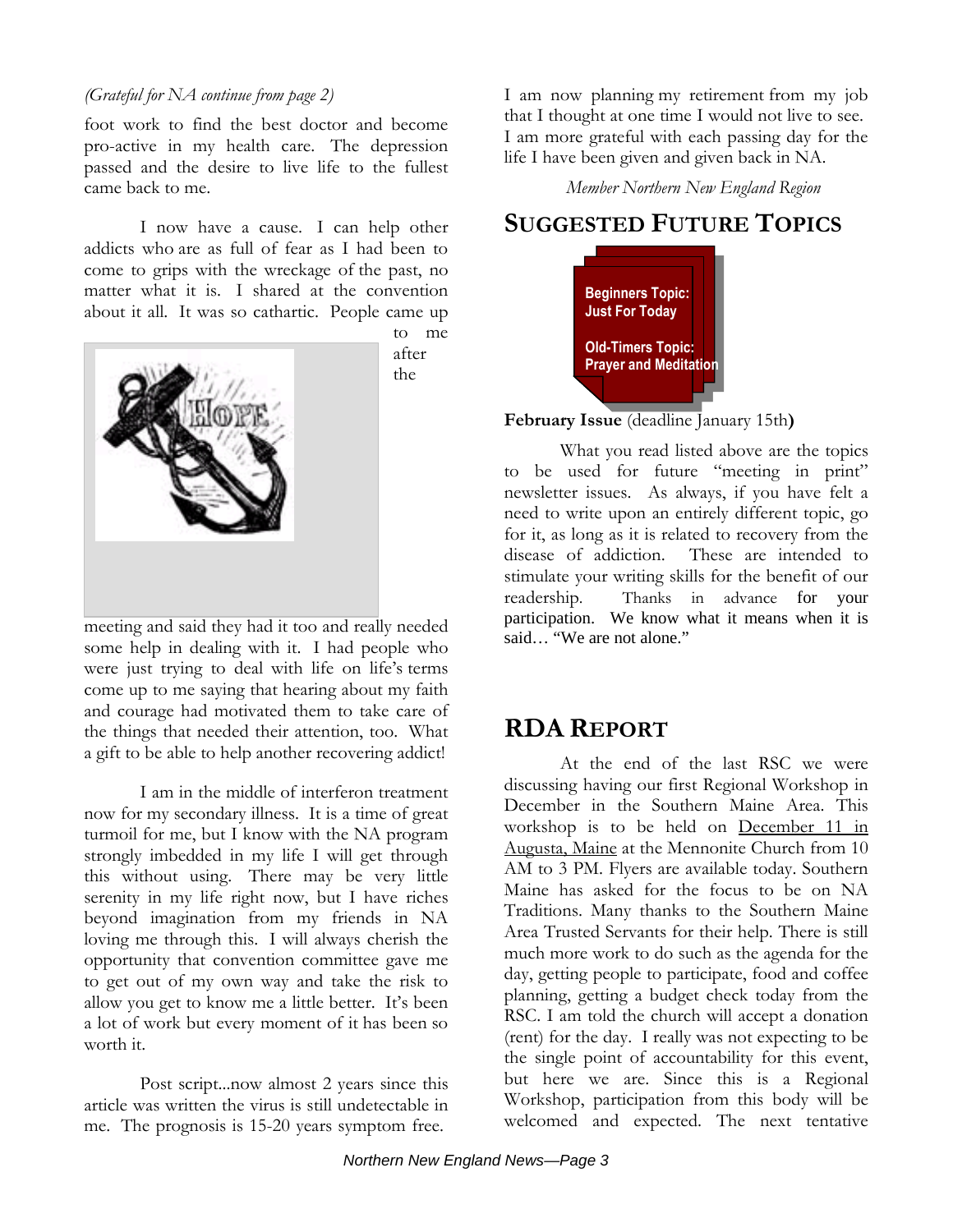*(Grateful for NA continue from page 2)*

foot work to find the best doctor and become pro-active in my health care. The depression passed and the desire to live life to the fullest came back to me.

I now have a cause. I can help other addicts who are as full of fear as I had been to come to grips with the wreckage of the past, no matter what it is. I shared at the convention about it all. It was so cathartic. People came up to me after the meeting and said they had it too and really needed some help in dealing with it. I had people who were just trying to deal with life on life's terms come up to me saying that hearing about my faith and courage had motivated them to take care of the things that needed their attention, too. What a gift to be able to help another recovering addict!

I am in the middle of interferon treatment now for my secondary illness. It is a time of great turmoil for me, but I know with the NA program strongly imbedded in my life I will get through this without using. There may be very little serenity in my life right now, but I have riches beyond imagination from my friends in NA loving me through this. I will always cherish the opportunity that convention committee gave me to get out of my own way and take the risk to allow you get to know me a little better. It's been a lot of work but every moment of it has been so worth it.

Post script...now almost 2 years since this article was written the virus is still undetectable in me. The prognosis is 15-20 years symptom free. I am now planning my retirement from my job that I thought at one time I would not live to see. I am more grateful with each passing day for the life I have been given and given back in NA.

*Member Northern New England Region*

## SUGGESTED FUTURE TOPICS

**Beginners Topic: Just For Today**

**Old-Timers Topic: Prayer and Meditation**

**February Issue** (deadline January 15th**)**

What you read listed above are the topics to be used for future "meeting in print" newsletter issues. As always, if you have felt a need to write upon an entirely different topic, go for it, as long as it is related to recovery from the disease of addiction. These are intended to stimulate your writing skills for the benefit of our readership. Thanks in advance for your participation. We know what it means when it is said… "We are not alone."

## RDA REPORT

At the end of the last RSC we were discussing having our first Regional Workshop in December in the Southern Maine Area. This workshop is to be held on December 11 in Augusta, Maine at the Mennonite Church from 10 AM to 3 PM. Flyers are available today. Southern Maine has asked for the focus to be on NA Traditions. Many thanks to the Southern Maine Area Trusted Servants for their help. There is still much more work to do such as the agenda for the day, getting people to participate, food and coffee planning, getting a budget check today from the RSC. I am told the church will accept a donation (rent) for the day. I really was not expecting to be the single point of accountability for this event, but here we are. Since this is a Regional Workshop, participation from this body will be welcomed and expected. The next tentative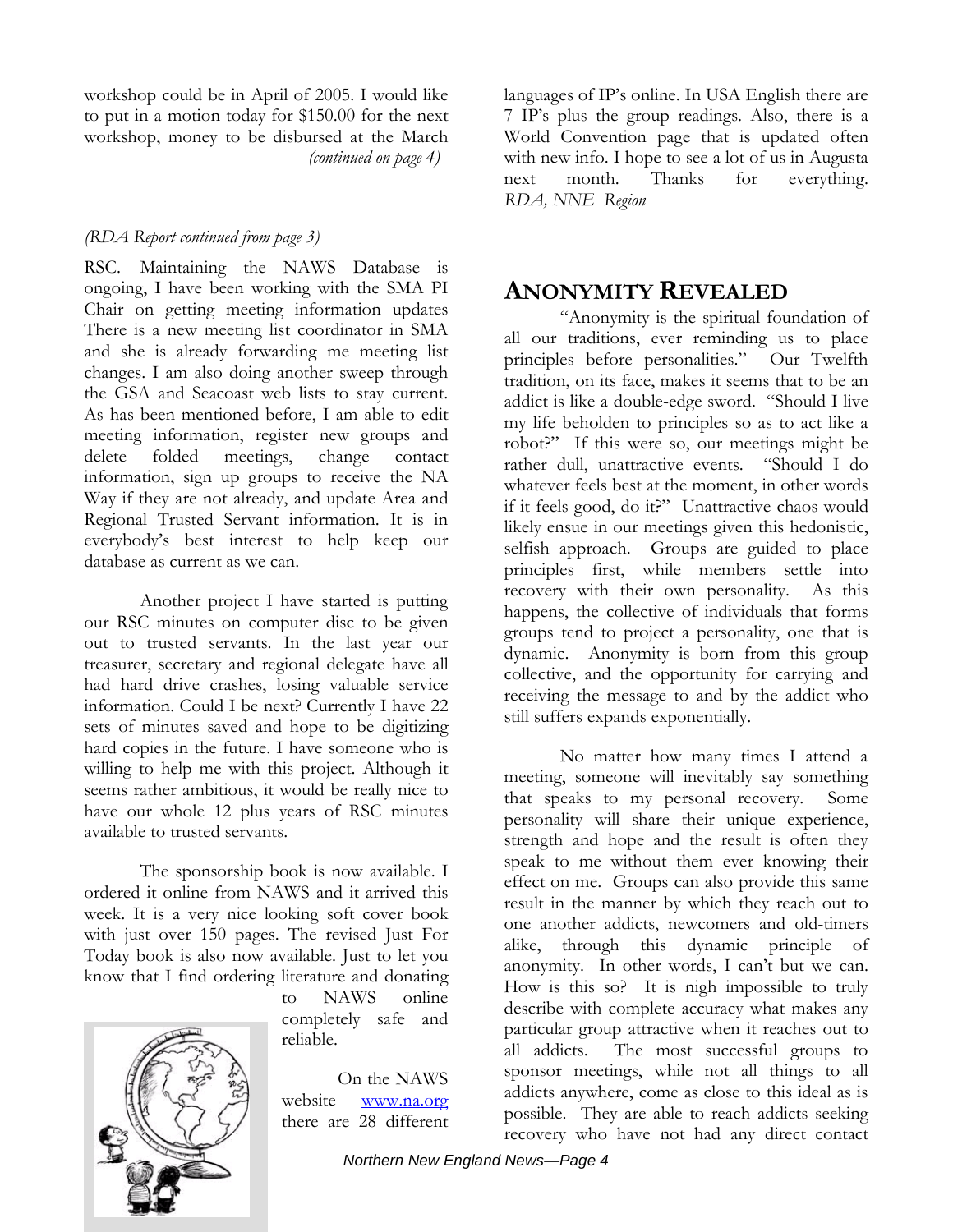workshop could be in April of 2005. I would like to put in a motion today for $150.00 for the next workshop, money to be disbursed at the March

*(continued on page 4)*

*(RDA Report continued from page 3)*

RSC. Maintaining the NAWS Database is ongoing, I have been working with the SMA PI Chair on getting meeting information updates There is a new meeting list coordinator in SMA and she is already forwarding me meeting list changes. I am also doing another sweep through the GSA and Seacoast web lists to stay current. As has been mentioned before, I am able to edit meeting information, register new groups and delete folded meetings, change contact information, sign up groups to receive the NA Way if they are not already, and update Area and Regional Trusted Servant information. It is in everybody's best interest to help keep our database as current as we can.

Another project I have started is putting our RSC minutes on computer disc to be given out to trusted servants. In the last year our treasurer, secretary and regional delegate have all had hard drive crashes, losing valuable service information. Could I be next? Currently I have 22 sets of minutes saved and hope to be digitizing hard copies in the future. I have someone who is willing to help me with this project. Although it seems rather ambitious, it would be really nice to have our whole 12 plus years of RSC minutes available to trusted servants.

The sponsorship book is now available. I ordered it online from NAWS and it arrived this week. It is a very nice looking soft cover book with just over 150 pages. The revised Just For Today book is also now available. Just to let you know that I find ordering literature and donating to NAWS online completely safe and reliable.

On the NAWS website [www.na.org](www.na.org) there are 28 different languages of IP's online. In USA English there are 7 IP's plus the group readings. Also, there is a World Convention page that is updated often with new info. I hope to see a lot of us in Augusta next month. Thanks for everything.
*RDA, NNE Region*

## ANONYMITY REVEALED

"Anonymity is the spiritual foundation of all our traditions, ever reminding us to place principles before personalities." Our Twelfth tradition, on its face, makes it seems that to be an addict is like a double-edge sword. "Should I live my life beholden to principles so as to act like a robot?" If this were so, our meetings might be rather dull, unattractive events. "Should I do whatever feels best at the moment, in other words if it feels good, do it?" Unattractive chaos would likely ensue in our meetings given this hedonistic, selfish approach. Groups are guided to place principles first, while members settle into recovery with their own personality. As this happens, the collective of individuals that forms groups tend to project a personality, one that is dynamic. Anonymity is born from this group collective, and the opportunity for carrying and receiving the message to and by the addict who still suffers expands exponentially.

No matter how many times I attend a meeting, someone will inevitably say something that speaks to my personal recovery. Some personality will share their unique experience, strength and hope and the result is often they speak to me without them ever knowing their effect on me. Groups can also provide this same result in the manner by which they reach out to one another addicts, newcomers and old-timers alike, through this dynamic principle of anonymity. In other words, I can't but we can. How is this so? It is nigh impossible to truly describe with complete accuracy what makes any particular group attractive when it reaches out to all addicts. The most successful groups to sponsor meetings, while not all things to all addicts anywhere, come as close to this ideal as is possible. They are able to reach addicts seeking recovery who have not had any direct contact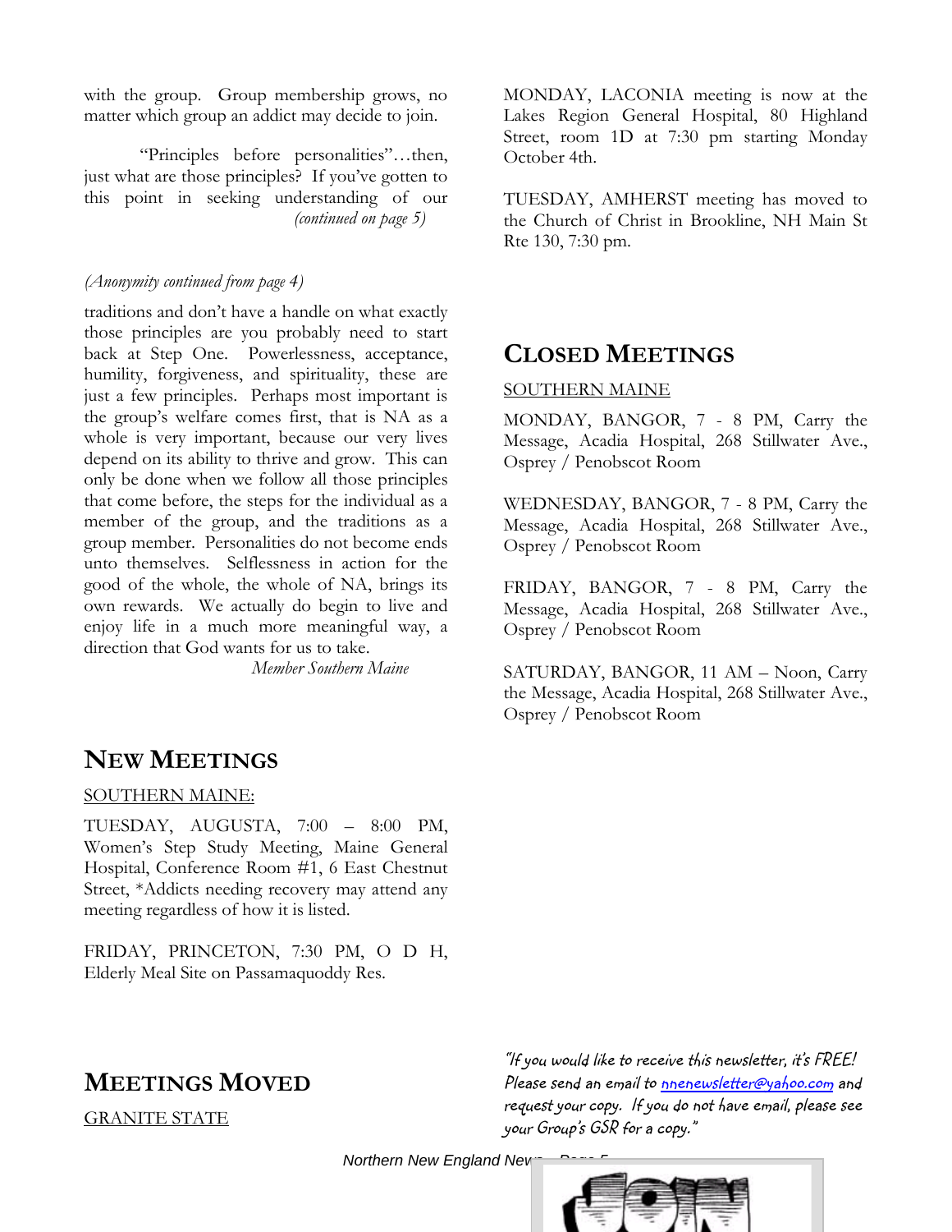with the group. Group membership grows, no matter which group an addict may decide to join.

"Principles before personalities"…then, just what are those principles? If you've gotten to this point in seeking understanding of our *(continued on page 5)*

*(Anonymity continued from page 4)*

traditions and don't have a handle on what exactly those principles are you probably need to start back at Step One. Powerlessness, acceptance, humility, forgiveness, and spirituality, these are just a few principles. Perhaps most important is the group's welfare comes first, that is NA as a whole is very important, because our very lives depend on its ability to thrive and grow. This can only be done when we follow all those principles that come before, the steps for the individual as a member of the group, and the traditions as a group member. Personalities do not become ends unto themselves. Selflessness in action for the good of the whole, the whole of NA, brings its own rewards. We actually do begin to live and enjoy life in a much more meaningful way, a direction that God wants for us to take.

*Member Southern Maine*

## New Meetings

SOUTHERN MAINE:

TUESDAY, AUGUSTA, 7:00 – 8:00 PM, Women's Step Study Meeting, Maine General Hospital, Conference Room #1, 6 East Chestnut Street, *Addicts needing recovery may attend any meeting regardless of how it is listed.

FRIDAY, PRINCETON, 7:30 PM, O D H, Elderly Meal Site on Passamaquoddy Res.

## Meetings Moved

GRANITE STATE

MONDAY, LACONIA meeting is now at the Lakes Region General Hospital, 80 Highland Street, room 1D at 7:30 pm starting Monday October 4th.

TUESDAY, AMHERST meeting has moved to the Church of Christ in Brookline, NH Main St Rte 130, 7:30 pm.

## Closed Meetings

SOUTHERN MAINE

MONDAY, BANGOR, 7 - 8 PM, Carry the Message, Acadia Hospital, 268 Stillwater Ave., Osprey / Penobscot Room

WEDNESDAY, BANGOR, 7 - 8 PM, Carry the Message, Acadia Hospital, 268 Stillwater Ave., Osprey / Penobscot Room

FRIDAY, BANGOR, 7 - 8 PM, Carry the Message, Acadia Hospital, 268 Stillwater Ave., Osprey / Penobscot Room

SATURDAY, BANGOR, 11 AM – Noon, Carry the Message, Acadia Hospital, 268 Stillwater Ave., Osprey / Penobscot Room

*"If you would like to receive this newsletter, it's FREE! Please send an email to nnenewsletter@yahoo.com and request your copy. If you do not have email, please see your Group's GSR for a copy."*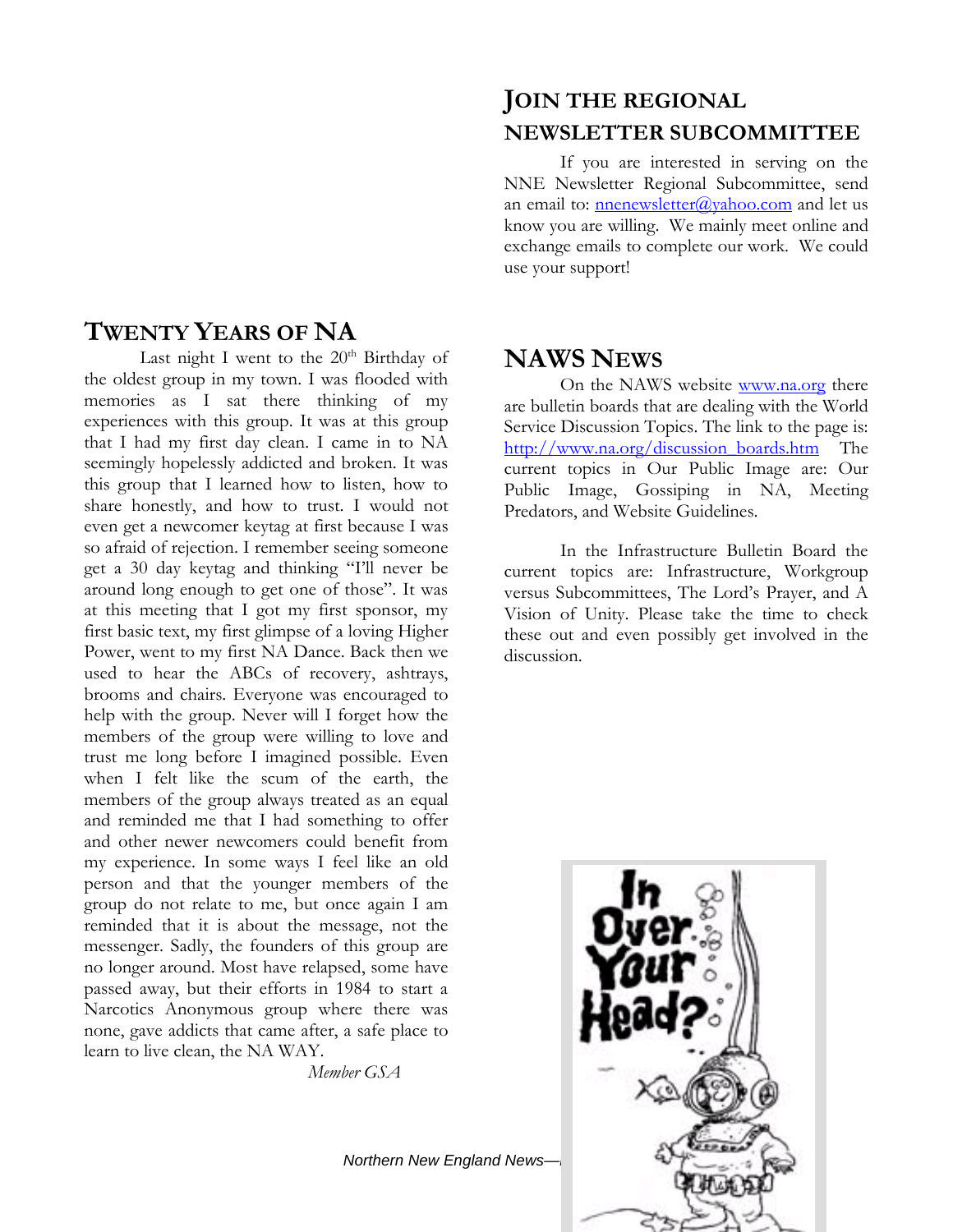## TWENTY YEARS OF NA

Last night I went to the 20th Birthday of the oldest group in my town. I was flooded with memories as I sat there thinking of my experiences with this group. It was at this group that I had my first day clean. I came in to NA seemingly hopelessly addicted and broken. It was this group that I learned how to listen, how to share honestly, and how to trust. I would not even get a newcomer keytag at first because I was so afraid of rejection. I remember seeing someone get a 30 day keytag and thinking "I'll never be around long enough to get one of those". It was at this meeting that I got my first sponsor, my first basic text, my first glimpse of a loving Higher Power, went to my first NA Dance. Back then we used to hear the ABCs of recovery, ashtrays, brooms and chairs. Everyone was encouraged to help with the group. Never will I forget how the members of the group were willing to love and trust me long before I imagined possible. Even when I felt like the scum of the earth, the members of the group always treated as an equal and reminded me that I had something to offer and other newer newcomers could benefit from my experience. In some ways I feel like an old person and that the younger members of the group do not relate to me, but once again I am reminded that it is about the message, not the messenger. Sadly, the founders of this group are no longer around. Most have relapsed, some have passed away, but their efforts in 1984 to start a Narcotics Anonymous group where there was none, gave addicts that came after, a safe place to learn to live clean, the NA WAY.

*Member GSA*

## JOIN THE REGIONAL NEWSLETTER SUBCOMMITTEE

If you are interested in serving on the NNE Newsletter Regional Subcommittee, send an email to: nnenewsletter@yahoo.com and let us know you are willing. We mainly meet online and exchange emails to complete our work. We could use your support!

## NAWS NEWS

On the NAWS website www.na.org there are bulletin boards that are dealing with the World Service Discussion Topics. The link to the page is: http://www.na.org/discussion_boards.htm The current topics in Our Public Image are: Our Public Image, Gossiping in NA, Meeting Predators, and Website Guidelines.

In the Infrastructure Bulletin Board the current topics are: Infrastructure, Workgroup versus Subcommittees, The Lord's Prayer, and A Vision of Unity. Please take the time to check these out and even possibly get involved in the discussion.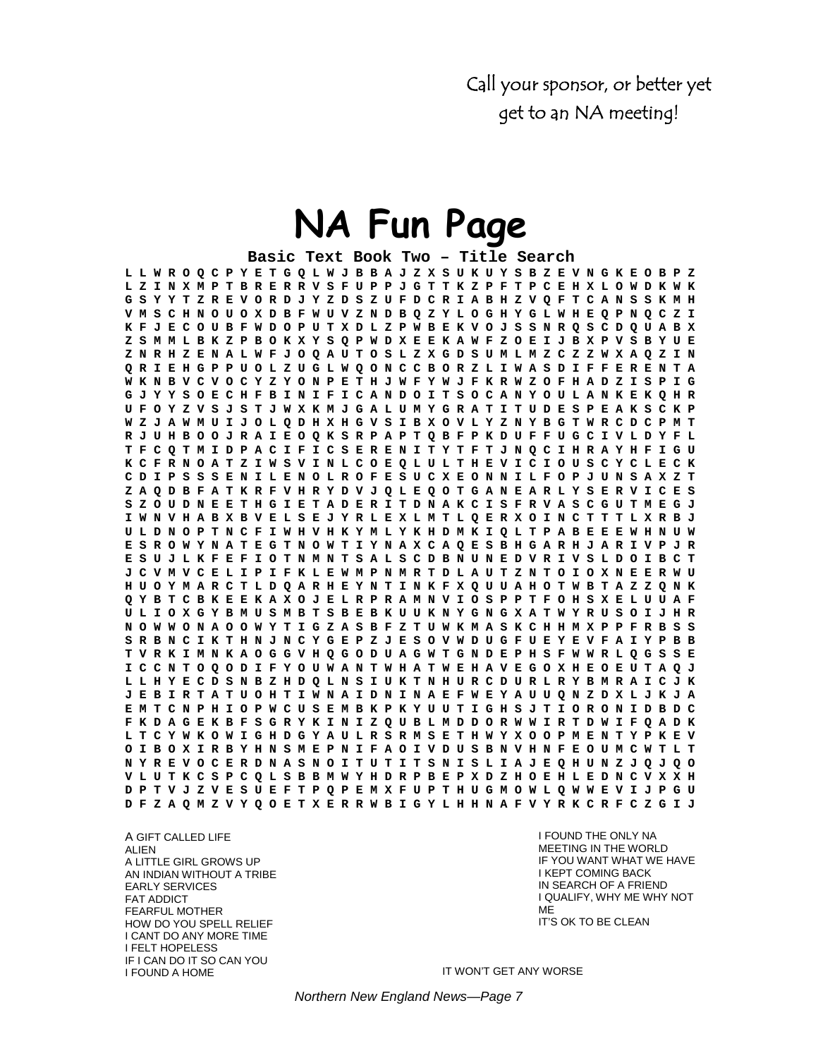Call your sponsor, or better yet get to an NA meeting!

# NA Fun Page

**Basic Text Book Two – Title Search**

```
L L W R O Q C P Y E T G Q L W J B B A J Z X S U K U Y S B Z E V N G K E O B P Z
L Z I N X M P T B R E R R V S F U P P J G T T K Z P F T P C E H X L O W D K W K
G S Y Y T Z R E V O R D J Y Z D S Z U F D C R I A B H Z V Q F T C A N S S K M H
V M S C H N O U O X D B F W U V Z N D B Q Z Y L O G H Y G L W H E Q P N Q C Z I
K F J E C O U B F W D O P U T X D L Z P W B E K V O J S S N R Q S C D Q U A B X
Z S M M L B K Z P B O K X Y S Q P W D X E E K A W F Z O E I J B X P V S B Y U E
Z N R H Z E N A L W F J O Q A U T O S L Z X G D S U M L M Z C Z Z W X A Q Z I N
Q R I E H G P P U O L Z U G L W Q O N C C B O R Z L I W A S D I F F E R E N T A
W K N B V C V O C Y Z Y O N P E T H J W F Y W J F K R W Z O F H A D Z I S P I G
G J Y Y S O E C H F B I N I F I C A N D O I T S O C A N Y O U L A N K E K Q H R
U F O Y Z V S J S T J W X K M J G A L U M Y G R A T I T U D E S P E A K S C K P
W Z J A W M U I J O L Q D H X H G V S I B X O V L Y Z N Y B G T W R C D C P M T
R J U H B O O J R A I E O Q K S R P A P T Q B F P K D U F F U G C I V L D Y F L
T F C Q T M I D P A C I F I C S E R E N I T Y T F T J N Q C I H R A Y H F I G U
K C F R N O A T Z I W S V I N L C O E Q L U L T H E V I C I O U S C Y C L E C K
C D I P S S S E N I L E N O L R O F E S U C X E O N N I L F O P J U N S A X Z T
Z A Q D B F A T K R F V H R Y D V J Q L E Q O T G A N E A R L Y S E R V I C E S
S Z O U D N E E T H G I E T A D E R I T D N A K C I S F R V A S C G U T M E G J
I W N V H A B X B V E L S E J Y R L E X L M T L Q E R X O I N C T T T L X R B J
U L D N O P T N C F I W H V H K Y M L Y K H D M K I Q L T P A B E E E W H N U W
E S R O W Y N A T E G T N O W T I Y N A X C A Q E S B H G A R H J A R I V P J R
E S U J L K F E F I O T N M N T S A L S C D B N U N E D V R I V S L D O I B C T
J C V M V C E L I P I F K L E W M P N M R T D L A U T Z N T O I O X N E E R W U
H U O Y M A R C T L D Q A R H E Y N T I N K F X Q U U A H O T W B T A Z Z Q N K
Q Y B T C B K E E K A X O J E L R P R A M N V I O S P P T F O H S X E L U U A F
U L I O X G Y B M U S M B T S B E B K U U K N Y G N G X A T W Y R U S O I J H R
N O W W O N A O O W Y T I G Z A S B F Z T U W K M A S K C H H M X P P F R B S S
S R B N C I K T H N J N C Y G E P Z J E S O V W D U G F U E Y E V F A I Y P B B
T V R K I M N K A O G G V H Q G O D U A G W T G N D E P H S F W W R L Q G S S E
I C C N T O Q O D I F Y O U W A N T W H A T W E H A V E G O X H E O E U T A Q J
L L H Y E C D S N B Z H D Q L N S I U K T N H U R C D U R L R Y B M R A I C J K
J E B I R T A T U O H T I W N A I D N I N A E F W E Y A U U Q N Z D X L J K J A
E M T C N P H I O P W C U S E M B K P K Y U U T I G H S J T I O R O N I D B D C
F K D A G E K B F S G R Y K I N I Z Q U B L M D D O R W W I R T D W I F Q A D K
L T C Y W K O W I G H D G Y A U L R S R M S E T H W Y X O O P M E N T Y P K E V
O I B O X I R B Y H N S M E P N I F A O I V D U S B N V H N F E O U M C W T L T
N Y R E V O C E R D N A S N O I T U T I T S N I S L I A J E Q H U N Z J Q J Q O
V L U T K C S P C Q L S B B M W Y H D R P B E P X D Z H O E H L E D N C V X X H
D P T V J Z V E S U E F T P Q P E M X F U P T H U G M O W L Q W W E V I J P G U
D F Z A Q M Z V Y Q O E T X E R R W B I G Y L H H N A F V Y R K C R F C Z G I J
```

A GIFT CALLED LIFE
ALIEN
A LITTLE GIRL GROWS UP
AN INDIAN WITHOUT A TRIBE
EARLY SERVICES
FAT ADDICT
FEARFUL MOTHER
HOW DO YOU SPELL RELIEF
I CANT DO ANY MORE TIME
I FELT HOPELESS
IF I CAN DO IT SO CAN YOU
I FOUND A HOME
I FOUND THE ONLY NA MEETING IN THE WORLD
IF YOU WANT WHAT WE HAVE
I KEPT COMING BACK
IN SEARCH OF A FRIEND
I QUALIFY, WHY ME WHY NOT ME
IT'S OK TO BE CLEAN
IT WON'T GET ANY WORSE

*Northern New England News—Page 7*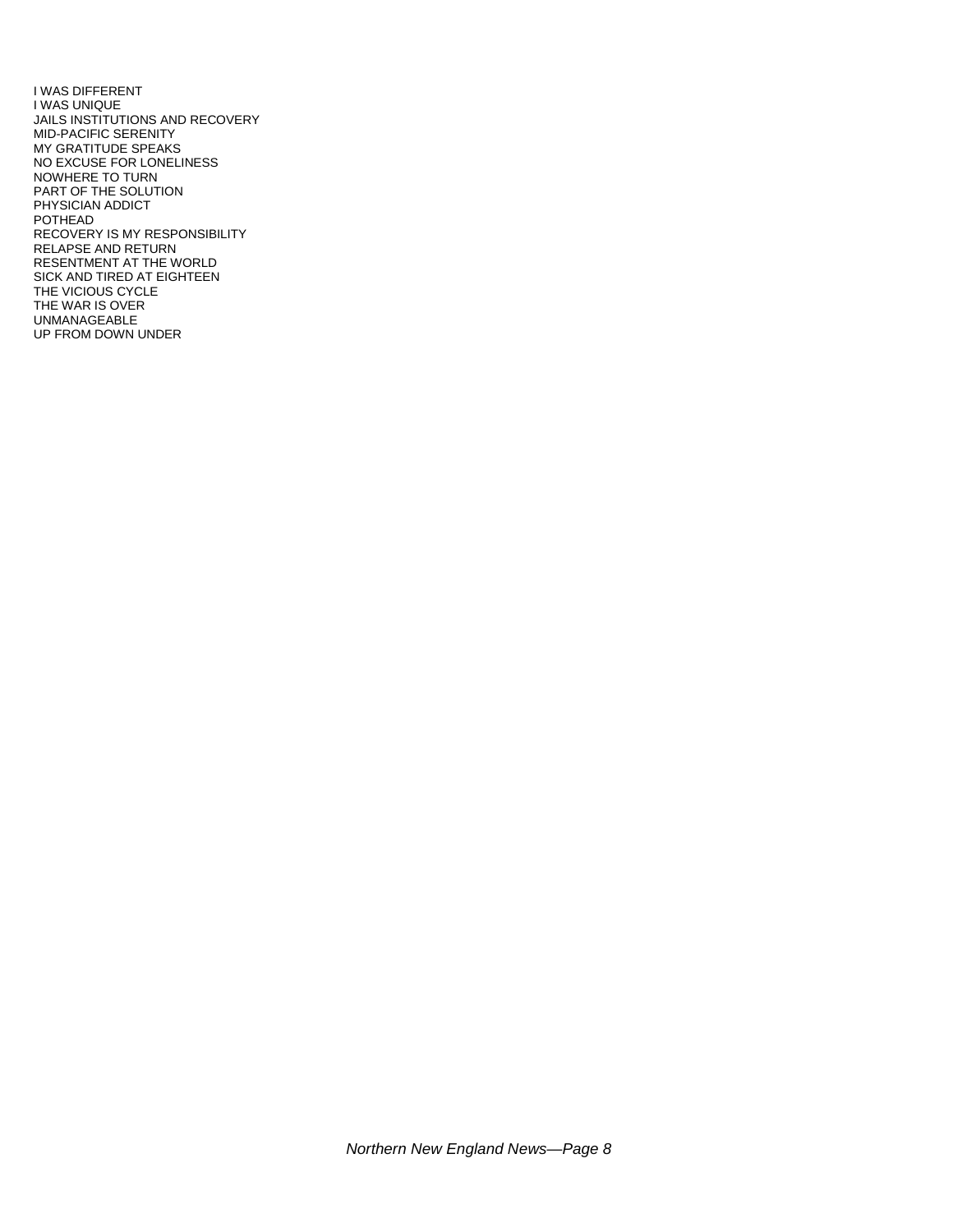I WAS DIFFERENT
I WAS UNIQUE
JAILS INSTITUTIONS AND RECOVERY
MID-PACIFIC SERENITY
MY GRATITUDE SPEAKS
NO EXCUSE FOR LONELINESS
NOWHERE TO TURN
PART OF THE SOLUTION
PHYSICIAN ADDICT
POTHEAD
RECOVERY IS MY RESPONSIBILITY
RELAPSE AND RETURN
RESENTMENT AT THE WORLD
SICK AND TIRED AT EIGHTEEN
THE VICIOUS CYCLE
THE WAR IS OVER
UNMANAGEABLE
UP FROM DOWN UNDER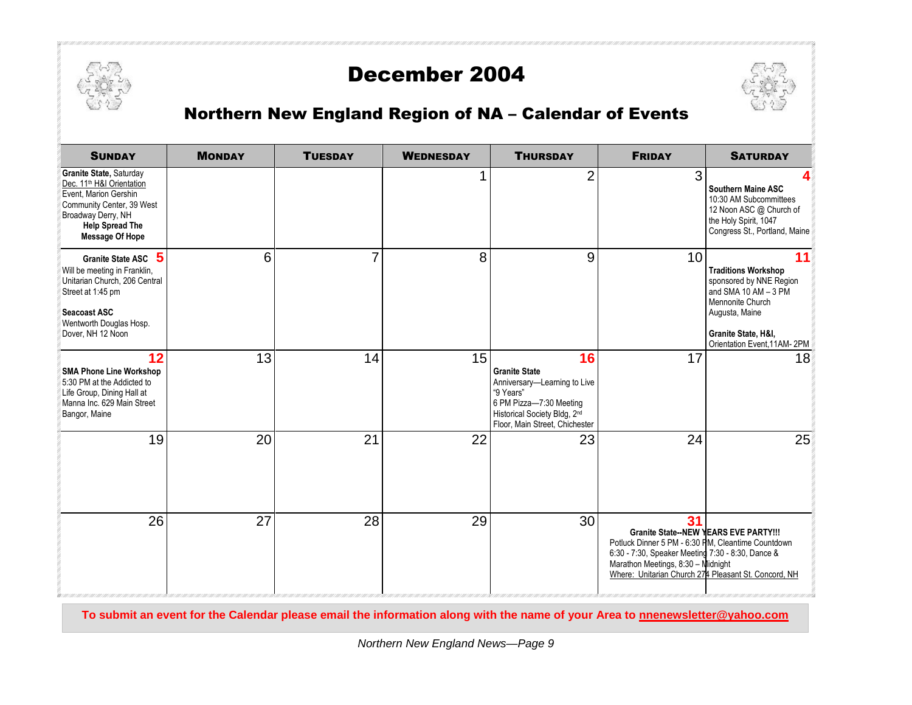# December 2004

## Northern New England Region of NA – Calendar of Events

| Sunday | Monday | Tuesday | Wednesday | Thursday | Friday | Saturday |
|---|---|---|---|---|---|---|
| **Granite State,** Saturday Dec. 11th H&I Orientation Event, Marion Gershin Community Center, 39 West Broadway Derry, NH **Help Spread The Message Of Hope** | | | 1 | 2 | 3 | 4 **Southern Maine ASC** 10:30 AM Subcommittees 12 Noon ASC @ Church of the Holy Spirit, 1047 Congress St., Portland, Maine |
| 5 **Granite State ASC** Will be meeting in Franklin, Unitarian Church, 206 Central Street at 1:45 pm **Seacoast ASC** Wentworth Douglas Hosp. Dover, NH 12 Noon | 6 | 7 | 8 | 9 | 10 | 11 **Traditions Workshop** sponsored by NNE Region and SMA 10 AM – 3 PM Mennonite Church Augusta, Maine **Granite State, H&I,** Orientation Event,11AM- 2PM |
| 12 **SMA Phone Line Workshop** 5:30 PM at the Addicted to Life Group, Dining Hall at Manna Inc. 629 Main Street Bangor, Maine | 13 | 14 | 15 | 16 **Granite State** Anniversary—Learning to Live "9 Years" 6 PM Pizza—7:30 Meeting Historical Society Bldg, 2nd Floor, Main Street, Chichester | 17 | 18 |
| 19 | 20 | 21 | 22 | 23 | 24 | 25 |
| 26 | 27 | 28 | 29 | 30 | 31 **Granite State--NEW YEARS EVE PARTY!!!** Potluck Dinner 5 PM - 6:30 PM, Cleantime Countdown 6:30 - 7:30, Speaker Meeting 7:30 - 8:30, Dance & Marathon Meetings, 8:30 – Midnight Where: Unitarian Church 274 Pleasant St. Concord, NH | |

**To submit an event for the Calendar please email the information along with the name of your Area to nnenewsletter@yahoo.com**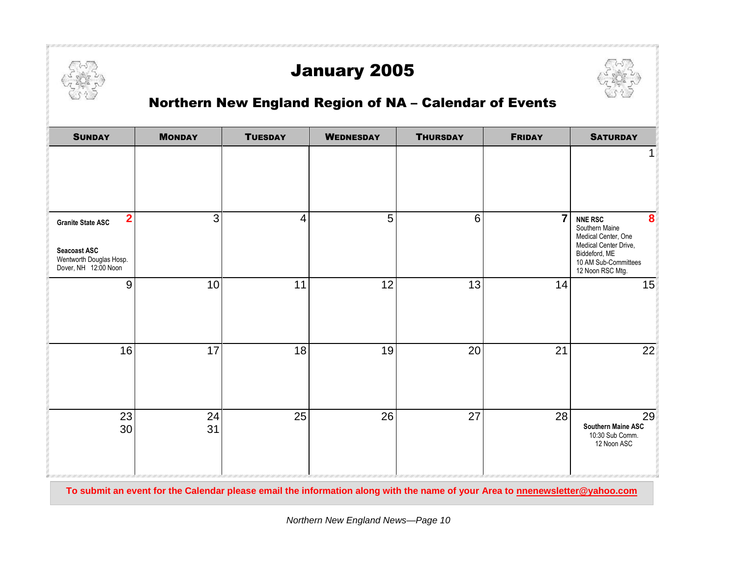# January 2005

## Northern New England Region of NA – Calendar of Events

| Sunday | Monday | Tuesday | Wednesday | Thursday | Friday | Saturday |
|---|---|---|---|---|---|---|
| | | | | | | 1 |
| 2 **Granite State ASC** **Seacoast ASC** Wentworth Douglas Hosp. Dover, NH 12:00 Noon | 3 | 4 | 5 | 6 | 7 | 8 **NNE RSC** Southern Maine Medical Center, One Medical Center Drive, Biddeford, ME 10 AM Sub-Committees 12 Noon RSC Mtg. |
| 9 | 10 | 11 | 12 | 13 | 14 | 15 |
| 16 | 17 | 18 | 19 | 20 | 21 | 22 |
| 23 30 | 24 31 | 25 | 26 | 27 | 28 | 29 **Southern Maine ASC** 10:30 Sub Comm. 12 Noon ASC |

**To submit an event for the Calendar please email the information along with the name of your Area to nnenewsletter@yahoo.com**